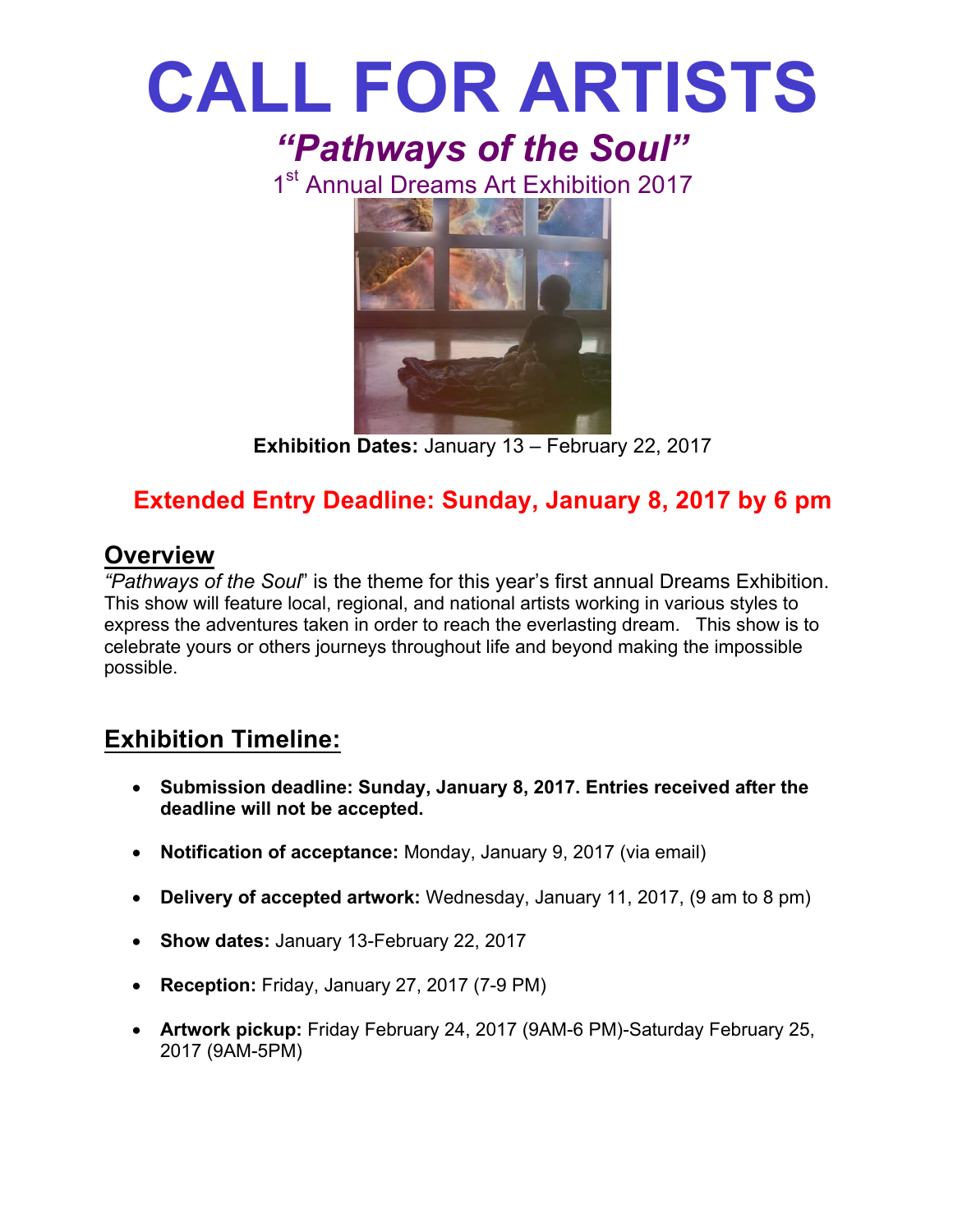# CALL FOR ARTISTS

## *"Pathways of the Soul"*

1st Annual Dreams Art Exhibition 2017

**Exhibition Dates:** January 13 – February 22, 2017

**Extended Entry Deadline: Sunday, January 8, 2017 by 6 pm**

## Overview

*"Pathways of the Soul*" is the theme for this year's first annual Dreams Exhibition. This show will feature local, regional, and national artists working in various styles to express the adventures taken in order to reach the everlasting dream. This show is to celebrate yours or others journeys throughout life and beyond making the impossible possible.

## Exhibition Timeline:

- **Submission deadline: Sunday, January 8, 2017. Entries received after the deadline will not be accepted.**
- **Notification of acceptance:** Monday, January 9, 2017 (via email)
- **Delivery of accepted artwork:** Wednesday, January 11, 2017, (9 am to 8 pm)
- **Show dates:** January 13-February 22, 2017
- **Reception:** Friday, January 27, 2017 (7-9 PM)
- **Artwork pickup:** Friday February 24, 2017 (9AM-6 PM)-Saturday February 25, 2017 (9AM-5PM)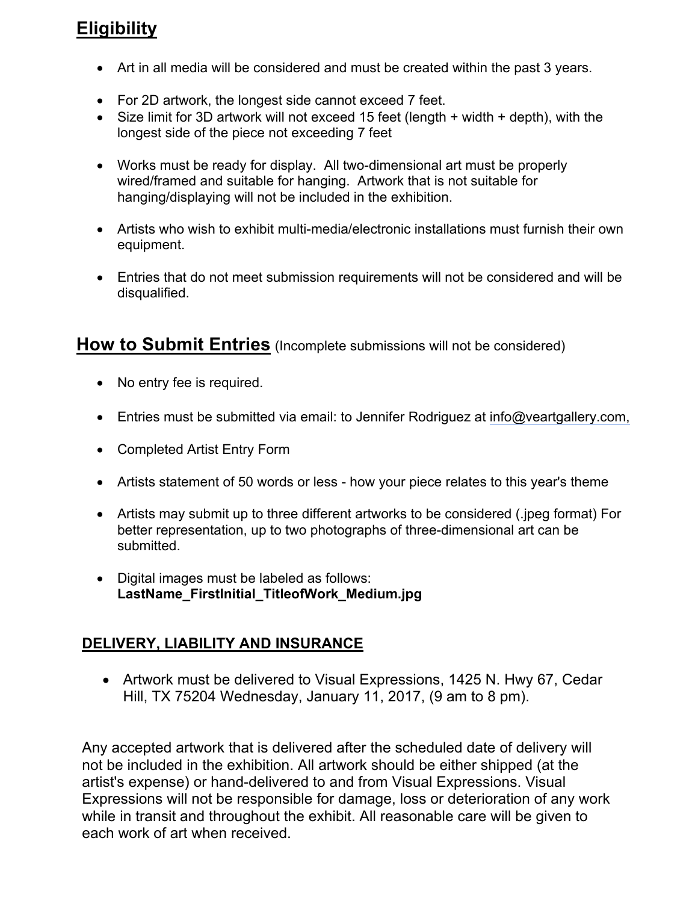## Eligibility

- Art in all media will be considered and must be created within the past 3 years.

- For 2D artwork, the longest side cannot exceed 7 feet.
- Size limit for 3D artwork will not exceed 15 feet (length + width + depth), with the longest side of the piece not exceeding 7 feet

- Works must be ready for display. All two-dimensional art must be properly wired/framed and suitable for hanging. Artwork that is not suitable for hanging/displaying will not be included in the exhibition.

- Artists who wish to exhibit multi-media/electronic installations must furnish their own equipment.

- Entries that do not meet submission requirements will not be considered and will be disqualified.

## How to Submit Entries (Incomplete submissions will not be considered)

- No entry fee is required.

- Entries must be submitted via email: to Jennifer Rodriguez at info@veartgallery.com,

- Completed Artist Entry Form

- Artists statement of 50 words or less - how your piece relates to this year's theme

- Artists may submit up to three different artworks to be considered (.jpeg format) For better representation, up to two photographs of three-dimensional art can be submitted.

- Digital images must be labeled as follows: **LastName_FirstInitial_TitleofWork_Medium.jpg**

### DELIVERY, LIABILITY AND INSURANCE

- Artwork must be delivered to Visual Expressions, 1425 N. Hwy 67, Cedar Hill, TX 75204 Wednesday, January 11, 2017, (9 am to 8 pm).

Any accepted artwork that is delivered after the scheduled date of delivery will not be included in the exhibition. All artwork should be either shipped (at the artist's expense) or hand-delivered to and from Visual Expressions. Visual Expressions will not be responsible for damage, loss or deterioration of any work while in transit and throughout the exhibit. All reasonable care will be given to each work of art when received.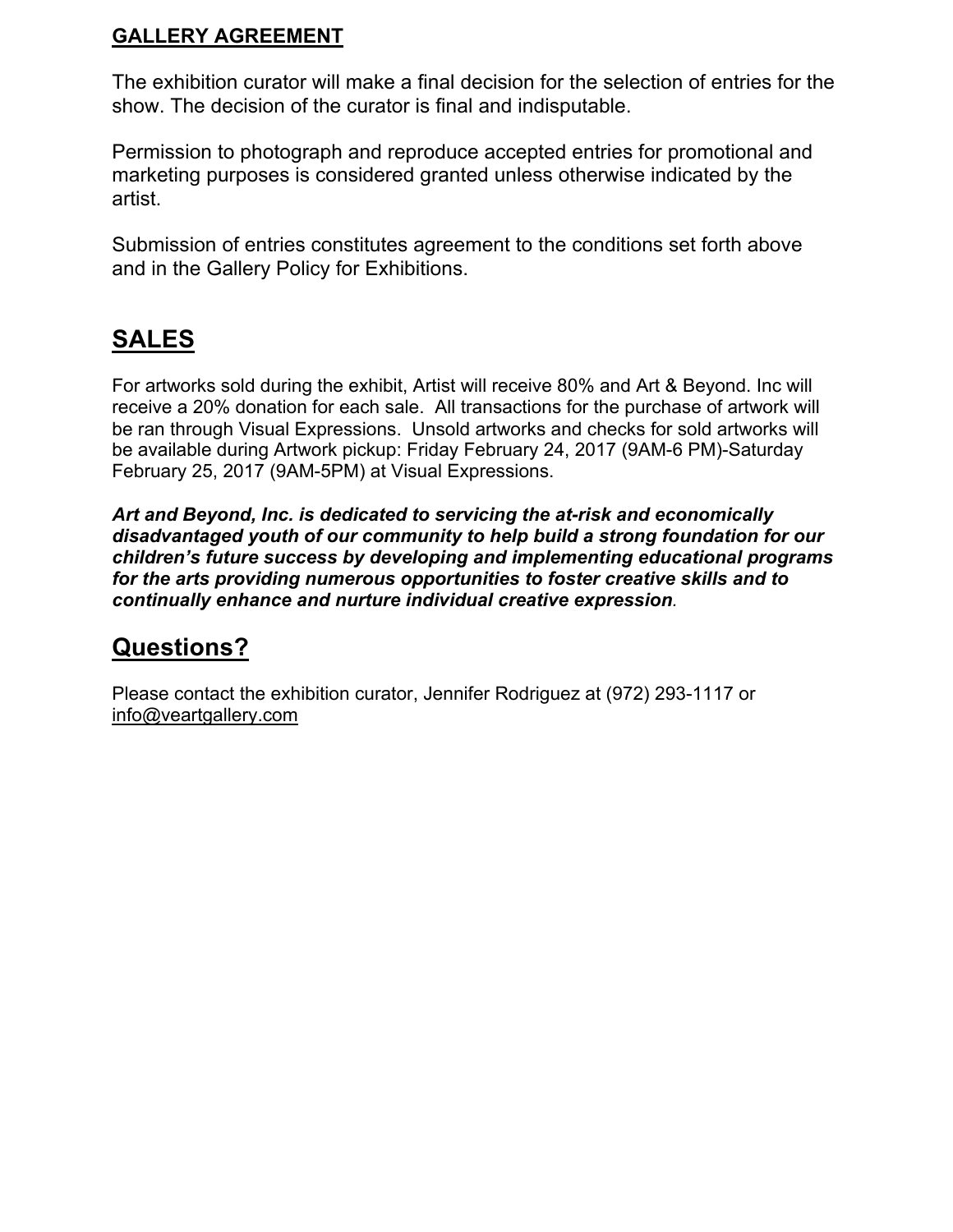**GALLERY AGREEMENT**

The exhibition curator will make a final decision for the selection of entries for the show. The decision of the curator is final and indisputable.

Permission to photograph and reproduce accepted entries for promotional and marketing purposes is considered granted unless otherwise indicated by the artist.

Submission of entries constitutes agreement to the conditions set forth above and in the Gallery Policy for Exhibitions.

## SALES

For artworks sold during the exhibit, Artist will receive 80% and Art & Beyond. Inc will receive a 20% donation for each sale. All transactions for the purchase of artwork will be ran through Visual Expressions. Unsold artworks and checks for sold artworks will be available during Artwork pickup: Friday February 24, 2017 (9AM-6 PM)-Saturday February 25, 2017 (9AM-5PM) at Visual Expressions.

***Art and Beyond, Inc. is dedicated to servicing the at-risk and economically disadvantaged youth of our community to help build a strong foundation for our children's future success by developing and implementing educational programs for the arts providing numerous opportunities to foster creative skills and to continually enhance and nurture individual creative expression***.

## Questions?

Please contact the exhibition curator, Jennifer Rodriguez at (972) 293-1117 or info@veartgallery.com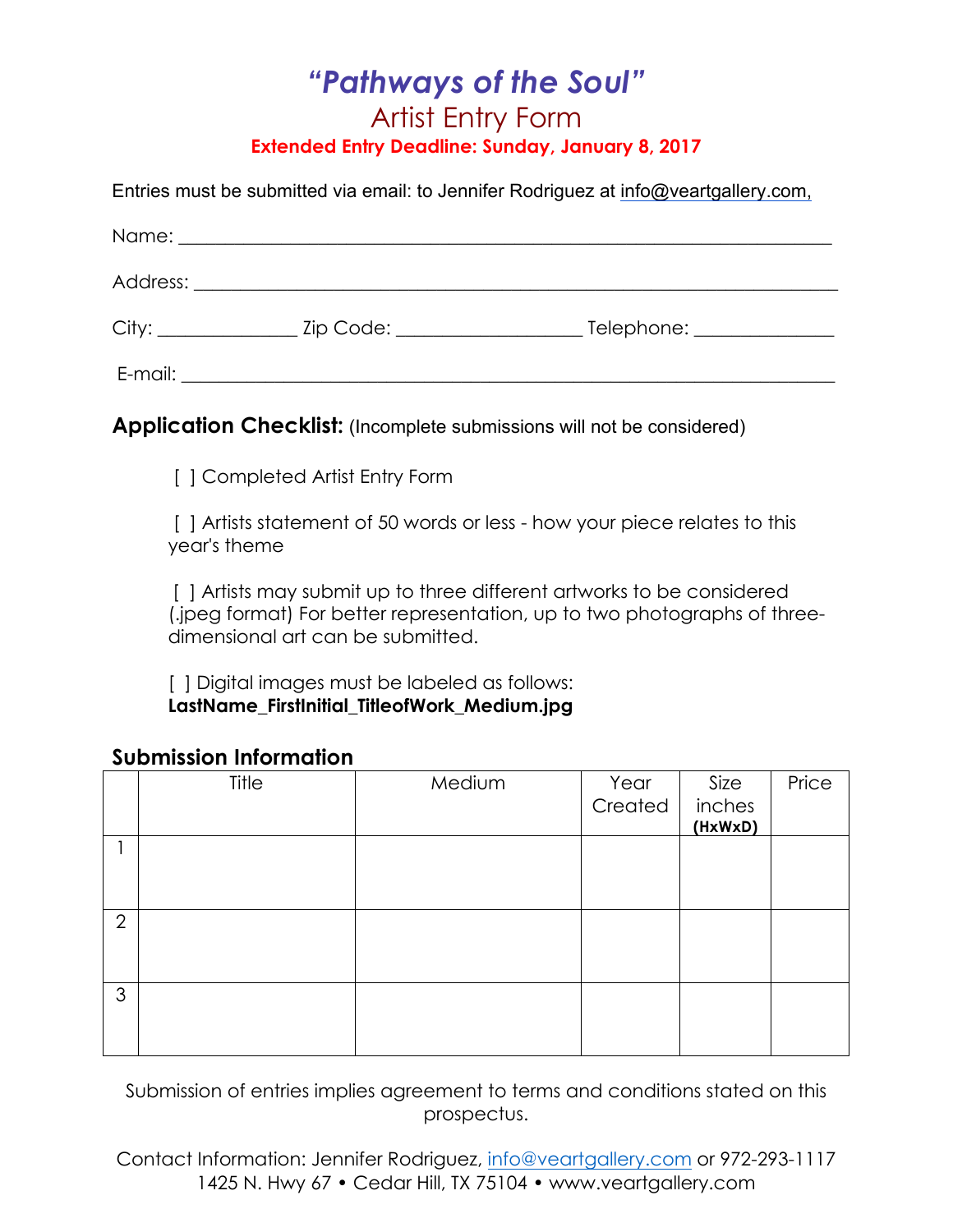# *"Pathways of the Soul"*

## Artist Entry Form

**Extended Entry Deadline: Sunday, January 8, 2017**

Entries must be submitted via email: to Jennifer Rodriguez at info@veartgallery.com,

Name: ___________________________________________________________________

Address: _________________________________________________________________

City: _______________ Zip Code: ___________________ Telephone: ______________

E-mail: __________________________________________________________________

**Application Checklist:** (Incomplete submissions will not be considered)

[ ] Completed Artist Entry Form

[ ] Artists statement of 50 words or less - how your piece relates to this year's theme

[ ] Artists may submit up to three different artworks to be considered (.jpeg format) For better representation, up to two photographs of three-dimensional art can be submitted.

[ ] Digital images must be labeled as follows:
**LastName_FirstInitial_TitleofWork_Medium.jpg**

### Submission Information

| | Title | Medium | Year Created | Size inches **(HxWxD)** | Price |
|---|---|---|---|---|---|
| 1 | | | | | |
| 2 | | | | | |
| 3 | | | | | |

Submission of entries implies agreement to terms and conditions stated on this prospectus.

Contact Information: Jennifer Rodriguez, info@veartgallery.com or 972-293-1117
1425 N. Hwy 67 • Cedar Hill, TX 75104 • www.veartgallery.com